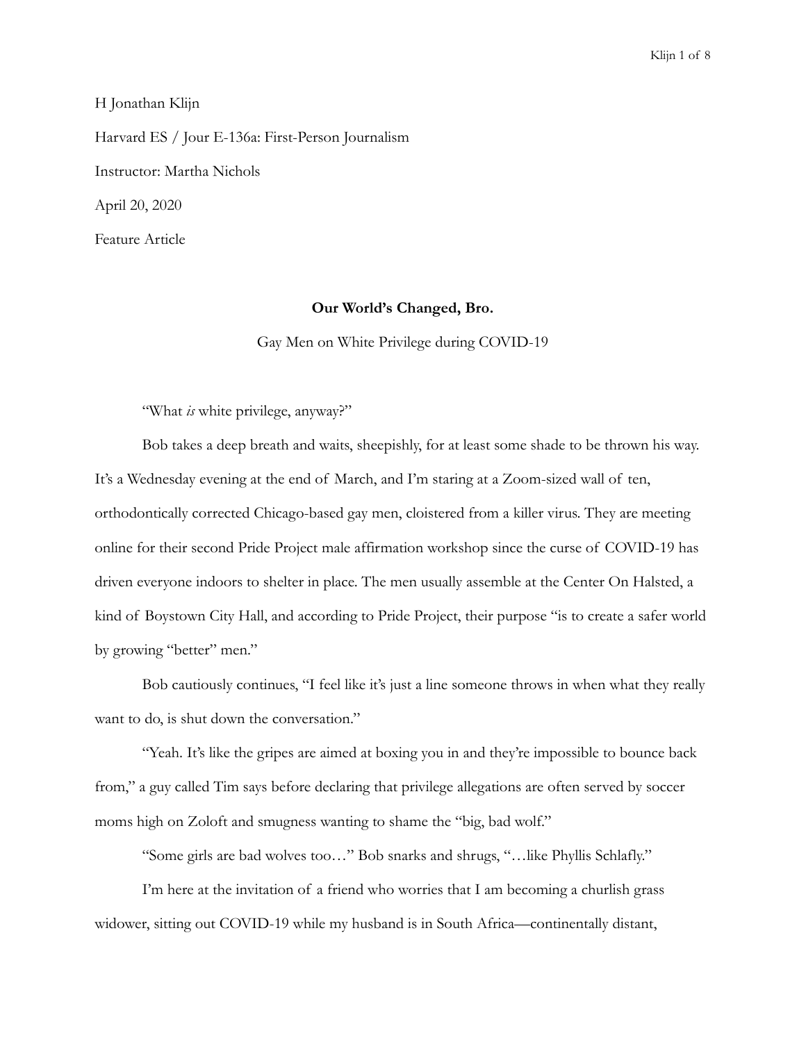H Jonathan Klijn

Harvard ES / Jour E-136a: First-Person Journalism

Instructor: Martha Nichols

April 20, 2020

Feature Article

**Our World's Changed, Bro.**

Gay Men on White Privilege during COVID-19

"What *is* white privilege, anyway?"

Bob takes a deep breath and waits, sheepishly, for at least some shade to be thrown his way. It's a Wednesday evening at the end of March, and I'm staring at a Zoom-sized wall of ten, orthodontically corrected Chicago-based gay men, cloistered from a killer virus. They are meeting online for their second Pride Project male affirmation workshop since the curse of COVID-19 has driven everyone indoors to shelter in place. The men usually assemble at the Center On Halsted, a kind of Boystown City Hall, and according to Pride Project, their purpose "is to create a safer world by growing "better" men."

Bob cautiously continues, "I feel like it's just a line someone throws in when what they really want to do, is shut down the conversation."

"Yeah. It's like the gripes are aimed at boxing you in and they're impossible to bounce back from," a guy called Tim says before declaring that privilege allegations are often served by soccer moms high on Zoloft and smugness wanting to shame the "big, bad wolf."

"Some girls are bad wolves too…" Bob snarks and shrugs, "…like Phyllis Schlafly."

I'm here at the invitation of a friend who worries that I am becoming a churlish grass widower, sitting out COVID-19 while my husband is in South Africa—continentally distant,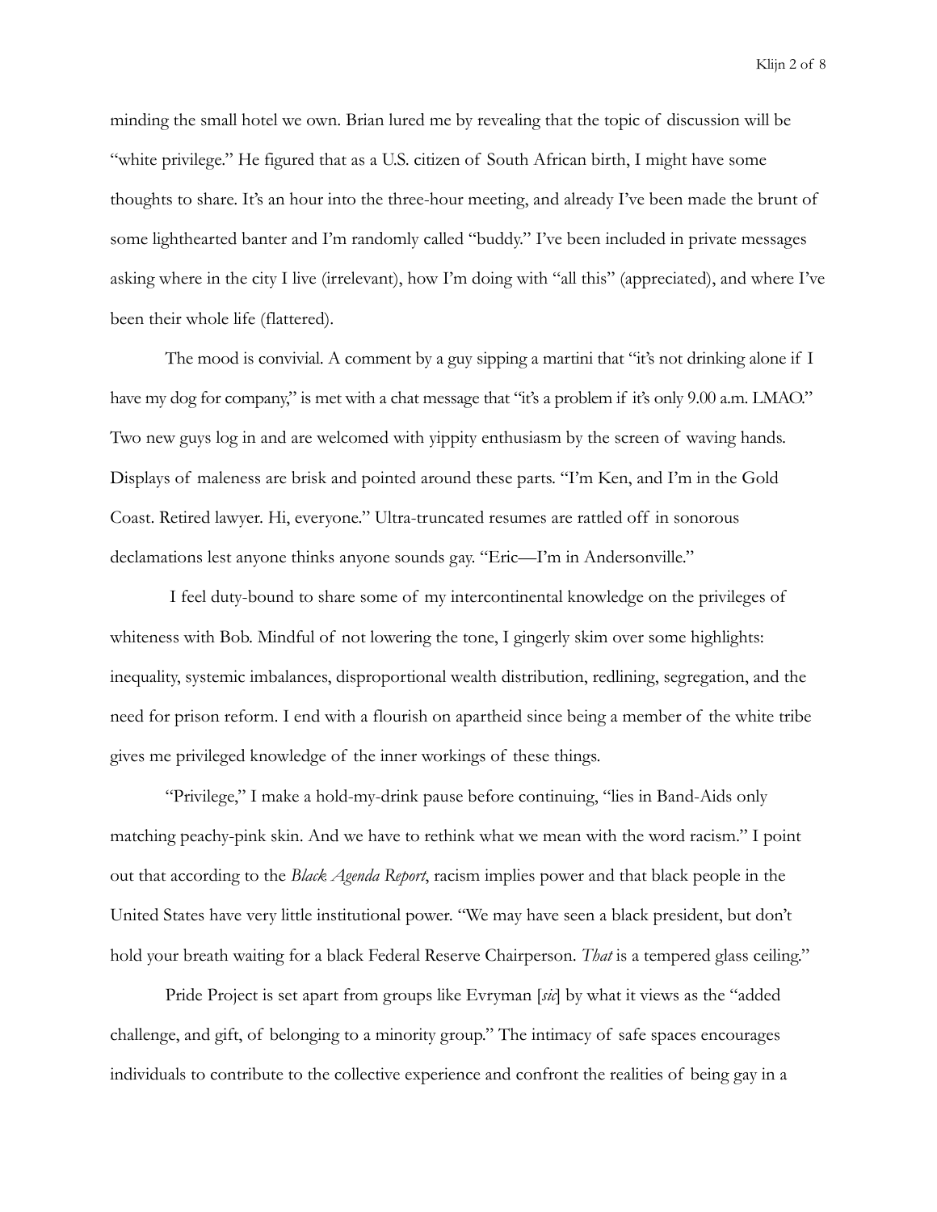minding the small hotel we own. Brian lured me by revealing that the topic of discussion will be "white privilege." He figured that as a U.S. citizen of South African birth, I might have some thoughts to share. It's an hour into the three-hour meeting, and already I've been made the brunt of some lighthearted banter and I'm randomly called "buddy." I've been included in private messages asking where in the city I live (irrelevant), how I'm doing with "all this" (appreciated), and where I've been their whole life (flattered).

The mood is convivial. A comment by a guy sipping a martini that "it's not drinking alone if I have my dog for company," is met with a chat message that "it's a problem if it's only 9.00 a.m. LMAO." Two new guys log in and are welcomed with yippity enthusiasm by the screen of waving hands. Displays of maleness are brisk and pointed around these parts. "I'm Ken, and I'm in the Gold Coast. Retired lawyer. Hi, everyone." Ultra-truncated resumes are rattled off in sonorous declamations lest anyone thinks anyone sounds gay. "Eric—I'm in Andersonville."

I feel duty-bound to share some of my intercontinental knowledge on the privileges of whiteness with Bob. Mindful of not lowering the tone, I gingerly skim over some highlights: inequality, systemic imbalances, disproportional wealth distribution, redlining, segregation, and the need for prison reform. I end with a flourish on apartheid since being a member of the white tribe gives me privileged knowledge of the inner workings of these things.

"Privilege," I make a hold-my-drink pause before continuing, "lies in Band-Aids only matching peachy-pink skin. And we have to rethink what we mean with the word racism." I point out that according to the *Black Agenda Report*, racism implies power and that black people in the United States have very little institutional power. "We may have seen a black president, but don't hold your breath waiting for a black Federal Reserve Chairperson. *That* is a tempered glass ceiling."

Pride Project is set apart from groups like Evryman [*sic*] by what it views as the "added challenge, and gift, of belonging to a minority group." The intimacy of safe spaces encourages individuals to contribute to the collective experience and confront the realities of being gay in a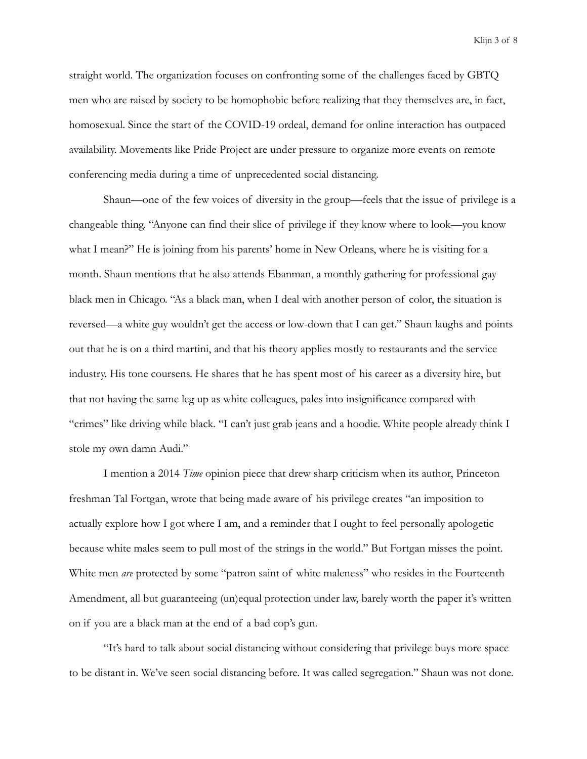straight world. The organization focuses on confronting some of the challenges faced by GBTQ men who are raised by society to be homophobic before realizing that they themselves are, in fact, homosexual. Since the start of the COVID-19 ordeal, demand for online interaction has outpaced availability. Movements like Pride Project are under pressure to organize more events on remote conferencing media during a time of unprecedented social distancing.

Shaun—one of the few voices of diversity in the group—feels that the issue of privilege is a changeable thing. "Anyone can find their slice of privilege if they know where to look—you know what I mean?" He is joining from his parents' home in New Orleans, where he is visiting for a month. Shaun mentions that he also attends Ebanman, a monthly gathering for professional gay black men in Chicago. "As a black man, when I deal with another person of color, the situation is reversed—a white guy wouldn't get the access or low-down that I can get." Shaun laughs and points out that he is on a third martini, and that his theory applies mostly to restaurants and the service industry. His tone coursens. He shares that he has spent most of his career as a diversity hire, but that not having the same leg up as white colleagues, pales into insignificance compared with "crimes" like driving while black. "I can't just grab jeans and a hoodie. White people already think I stole my own damn Audi."

I mention a 2014 *Time* opinion piece that drew sharp criticism when its author, Princeton freshman Tal Fortgan, wrote that being made aware of his privilege creates "an imposition to actually explore how I got where I am, and a reminder that I ought to feel personally apologetic because white males seem to pull most of the strings in the world." But Fortgan misses the point. White men *are* protected by some "patron saint of white maleness" who resides in the Fourteenth Amendment, all but guaranteeing (un)equal protection under law, barely worth the paper it's written on if you are a black man at the end of a bad cop's gun.

"It's hard to talk about social distancing without considering that privilege buys more space to be distant in. We've seen social distancing before. It was called segregation." Shaun was not done.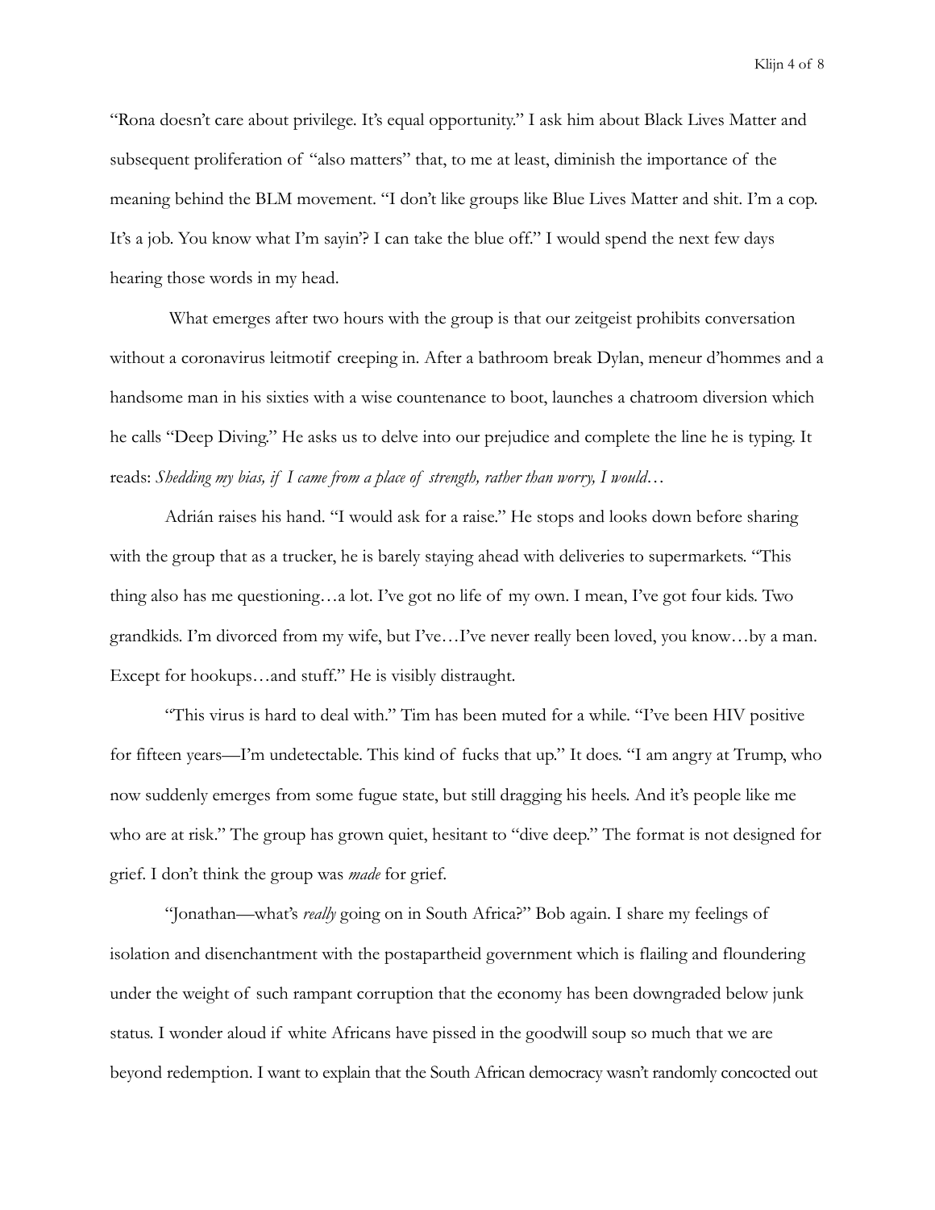"Rona doesn't care about privilege. It's equal opportunity." I ask him about Black Lives Matter and subsequent proliferation of "also matters" that, to me at least, diminish the importance of the meaning behind the BLM movement. "I don't like groups like Blue Lives Matter and shit. I'm a cop. It's a job. You know what I'm sayin'? I can take the blue off." I would spend the next few days hearing those words in my head.

What emerges after two hours with the group is that our zeitgeist prohibits conversation without a coronavirus leitmotif creeping in. After a bathroom break Dylan, meneur d'hommes and a handsome man in his sixties with a wise countenance to boot, launches a chatroom diversion which he calls "Deep Diving." He asks us to delve into our prejudice and complete the line he is typing. It reads: *Shedding my bias, if I came from a place of strength, rather than worry, I would…*

Adrián raises his hand. "I would ask for a raise." He stops and looks down before sharing with the group that as a trucker, he is barely staying ahead with deliveries to supermarkets. "This thing also has me questioning…a lot. I've got no life of my own. I mean, I've got four kids. Two grandkids. I'm divorced from my wife, but I've…I've never really been loved, you know…by a man. Except for hookups…and stuff." He is visibly distraught.

"This virus is hard to deal with." Tim has been muted for a while. "I've been HIV positive for fifteen years—I'm undetectable. This kind of fucks that up." It does. "I am angry at Trump, who now suddenly emerges from some fugue state, but still dragging his heels. And it's people like me who are at risk." The group has grown quiet, hesitant to "dive deep." The format is not designed for grief. I don't think the group was *made* for grief.

"Jonathan—what's *really* going on in South Africa?" Bob again. I share my feelings of isolation and disenchantment with the postapartheid government which is flailing and floundering under the weight of such rampant corruption that the economy has been downgraded below junk status. I wonder aloud if white Africans have pissed in the goodwill soup so much that we are beyond redemption. I want to explain that the South African democracy wasn't randomly concocted out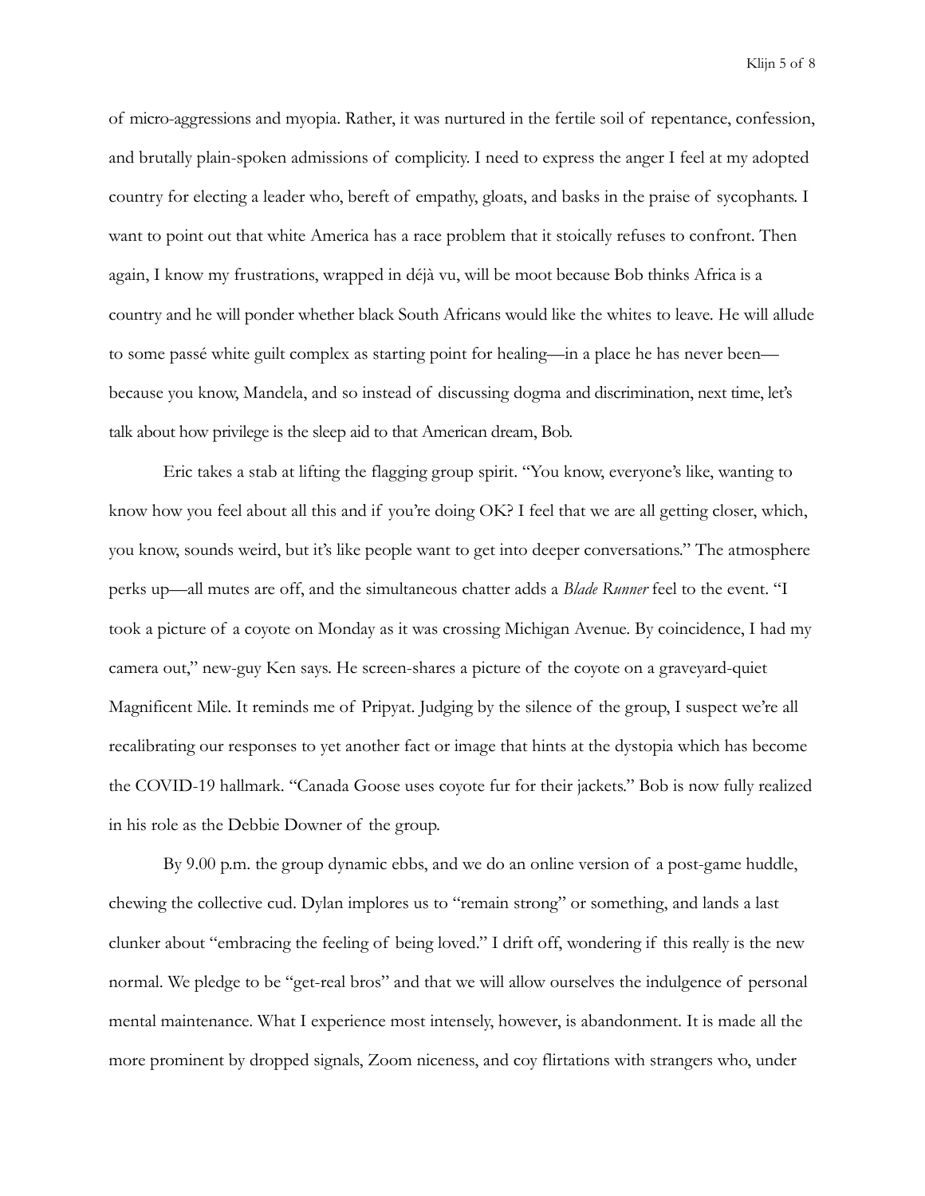of micro-aggressions and myopia. Rather, it was nurtured in the fertile soil of repentance, confession, and brutally plain-spoken admissions of complicity. I need to express the anger I feel at my adopted country for electing a leader who, bereft of empathy, gloats, and basks in the praise of sycophants. I want to point out that white America has a race problem that it stoically refuses to confront. Then again, I know my frustrations, wrapped in déjà vu, will be moot because Bob thinks Africa is a country and he will ponder whether black South Africans would like the whites to leave. He will allude to some passé white guilt complex as starting point for healing—in a place he has never been—because you know, Mandela, and so instead of discussing dogma and discrimination, next time, let's talk about how privilege is the sleep aid to that American dream, Bob.

Eric takes a stab at lifting the flagging group spirit. "You know, everyone's like, wanting to know how you feel about all this and if you're doing OK? I feel that we are all getting closer, which, you know, sounds weird, but it's like people want to get into deeper conversations." The atmosphere perks up—all mutes are off, and the simultaneous chatter adds a *Blade Runner* feel to the event. "I took a picture of a coyote on Monday as it was crossing Michigan Avenue. By coincidence, I had my camera out," new-guy Ken says. He screen-shares a picture of the coyote on a graveyard-quiet Magnificent Mile. It reminds me of Pripyat. Judging by the silence of the group, I suspect we're all recalibrating our responses to yet another fact or image that hints at the dystopia which has become the COVID-19 hallmark. "Canada Goose uses coyote fur for their jackets." Bob is now fully realized in his role as the Debbie Downer of the group.

By 9.00 p.m. the group dynamic ebbs, and we do an online version of a post-game huddle, chewing the collective cud. Dylan implores us to "remain strong" or something, and lands a last clunker about "embracing the feeling of being loved." I drift off, wondering if this really is the new normal. We pledge to be "get-real bros" and that we will allow ourselves the indulgence of personal mental maintenance. What I experience most intensely, however, is abandonment. It is made all the more prominent by dropped signals, Zoom niceness, and coy flirtations with strangers who, under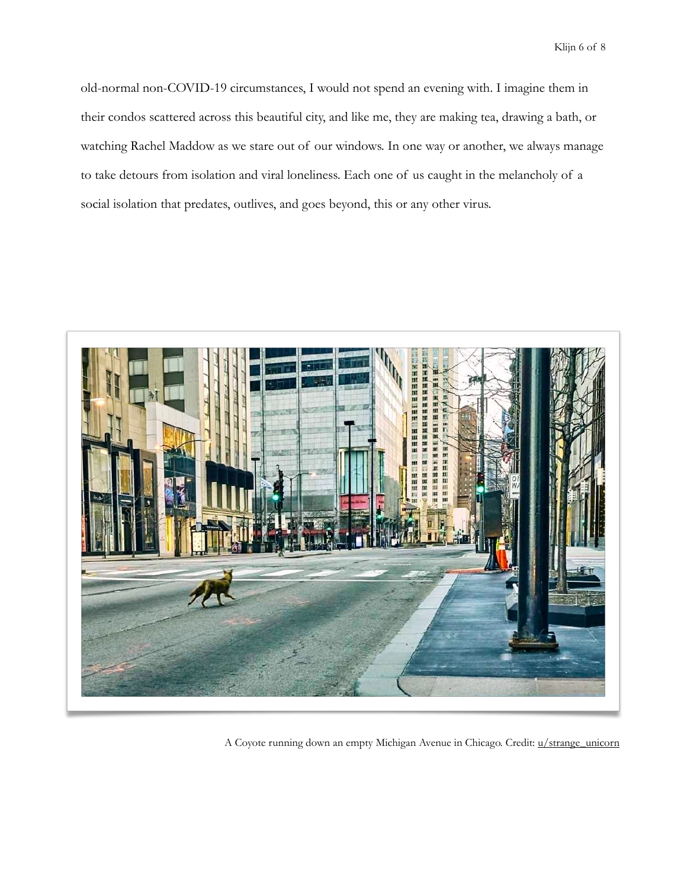old-normal non-COVID-19 circumstances, I would not spend an evening with. I imagine them in their condos scattered across this beautiful city, and like me, they are making tea, drawing a bath, or watching Rachel Maddow as we stare out of our windows. In one way or another, we always manage to take detours from isolation and viral loneliness. Each one of us caught in the melancholy of a social isolation that predates, outlives, and goes beyond, this or any other virus.

A Coyote running down an empty Michigan Avenue in Chicago. Credit: u/strange_unicorn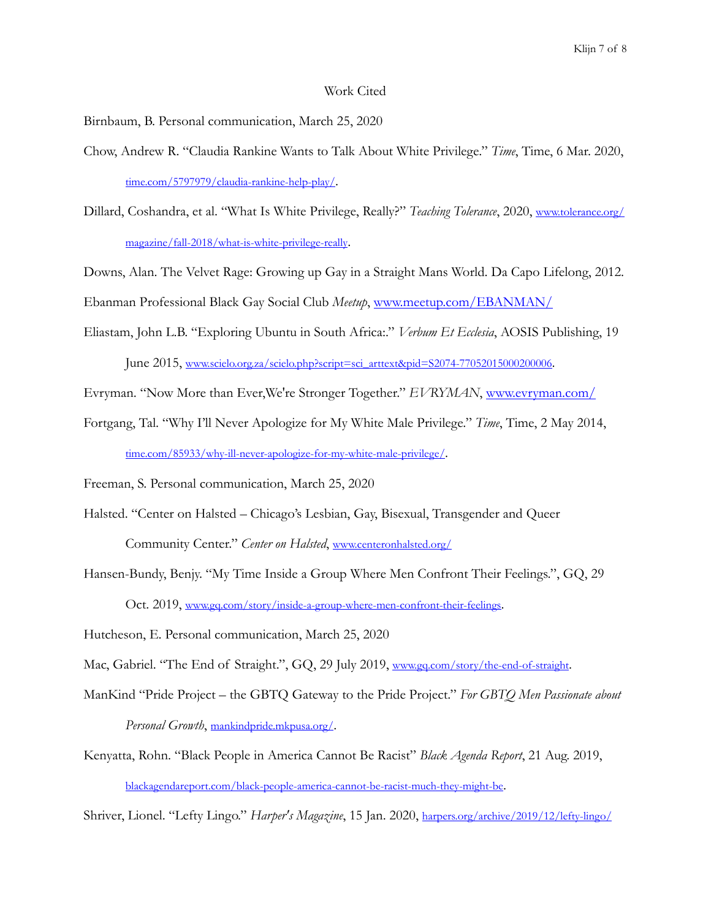Work Cited

Birnbaum, B. Personal communication, March 25, 2020

Chow, Andrew R. "Claudia Rankine Wants to Talk About White Privilege." *Time*, Time, 6 Mar. 2020, time.com/5797979/claudia-rankine-help-play/.

Dillard, Coshandra, et al. "What Is White Privilege, Really?" *Teaching Tolerance*, 2020, www.tolerance.org/magazine/fall-2018/what-is-white-privilege-really.

Downs, Alan. The Velvet Rage: Growing up Gay in a Straight Mans World. Da Capo Lifelong, 2012.

Ebanman Professional Black Gay Social Club *Meetup*, www.meetup.com/EBANMAN/

Eliastam, John L.B. "Exploring Ubuntu in South Africa:." *Verbum Et Ecclesia*, AOSIS Publishing, 19 June 2015, www.scielo.org.za/scielo.php?script=sci_arttext&pid=S2074-77052015000200006.

Evryman. "Now More than Ever,We're Stronger Together." *EVRYMAN*, www.evryman.com/

Fortgang, Tal. "Why I'll Never Apologize for My White Male Privilege." *Time*, Time, 2 May 2014, time.com/85933/why-ill-never-apologize-for-my-white-male-privilege/.

Freeman, S. Personal communication, March 25, 2020

Halsted. "Center on Halsted – Chicago's Lesbian, Gay, Bisexual, Transgender and Queer Community Center." *Center on Halsted*, www.centeronhalsted.org/

Hansen-Bundy, Benjy. "My Time Inside a Group Where Men Confront Their Feelings.", GQ, 29 Oct. 2019, www.gq.com/story/inside-a-group-where-men-confront-their-feelings.

Hutcheson, E. Personal communication, March 25, 2020

Mac, Gabriel. "The End of Straight.", GQ, 29 July 2019, www.gq.com/story/the-end-of-straight.

ManKind "Pride Project – the GBTQ Gateway to the Pride Project." *For GBTQ Men Passionate about Personal Growth*, mankindpride.mkpusa.org/.

Kenyatta, Rohn. "Black People in America Cannot Be Racist" *Black Agenda Report*, 21 Aug. 2019, blackagendareport.com/black-people-america-cannot-be-racist-much-they-might-be.

Shriver, Lionel. "Lefty Lingo." *Harper's Magazine*, 15 Jan. 2020, harpers.org/archive/2019/12/lefty-lingo/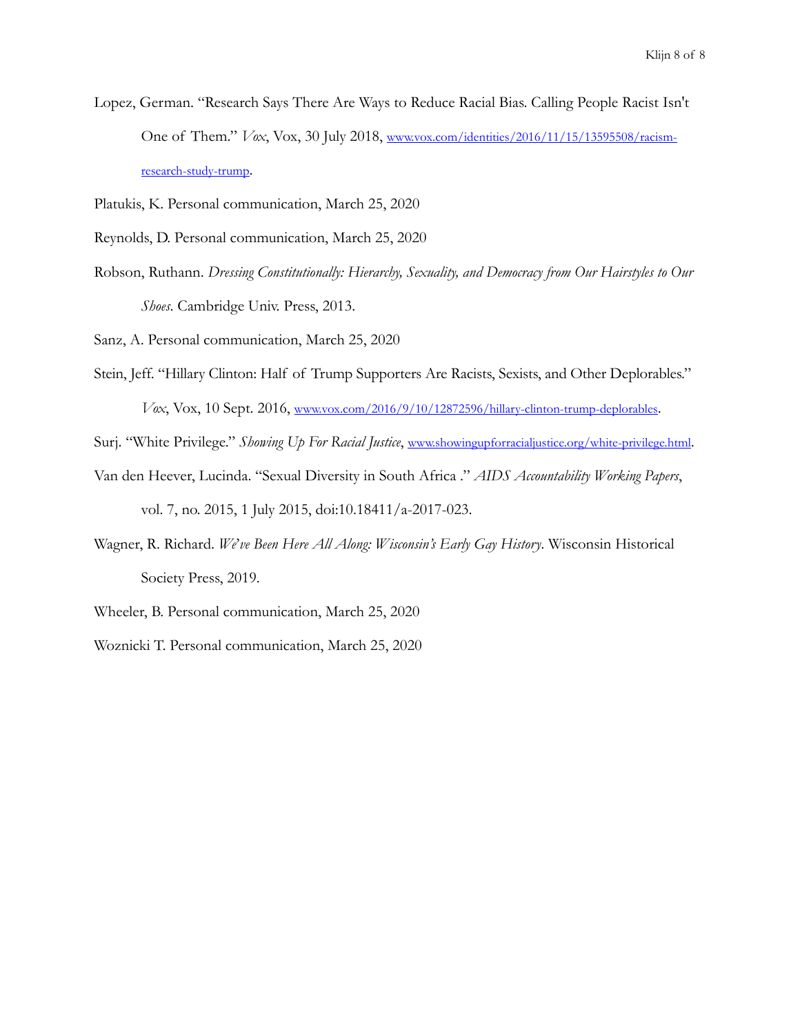Lopez, German. "Research Says There Are Ways to Reduce Racial Bias. Calling People Racist Isn't One of Them." *Vox*, Vox, 30 July 2018, www.vox.com/identities/2016/11/15/13595508/racism-research-study-trump.

Platukis, K. Personal communication, March 25, 2020

Reynolds, D. Personal communication, March 25, 2020

Robson, Ruthann. *Dressing Constitutionally: Hierarchy, Sexuality, and Democracy from Our Hairstyles to Our Shoes*. Cambridge Univ. Press, 2013.

Sanz, A. Personal communication, March 25, 2020

Stein, Jeff. "Hillary Clinton: Half of Trump Supporters Are Racists, Sexists, and Other Deplorables." *Vox*, Vox, 10 Sept. 2016, www.vox.com/2016/9/10/12872596/hillary-clinton-trump-deplorables.

Surj. "White Privilege." *Showing Up For Racial Justice*, www.showingupforracialjustice.org/white-privilege.html.

Van den Heever, Lucinda. "Sexual Diversity in South Africa ." *AIDS Accountability Working Papers*, vol. 7, no. 2015, 1 July 2015, doi:10.18411/a-2017-023.

Wagner, R. Richard. *We've Been Here All Along: Wisconsin's Early Gay History*. Wisconsin Historical Society Press, 2019.

Wheeler, B. Personal communication, March 25, 2020

Woznicki T. Personal communication, March 25, 2020